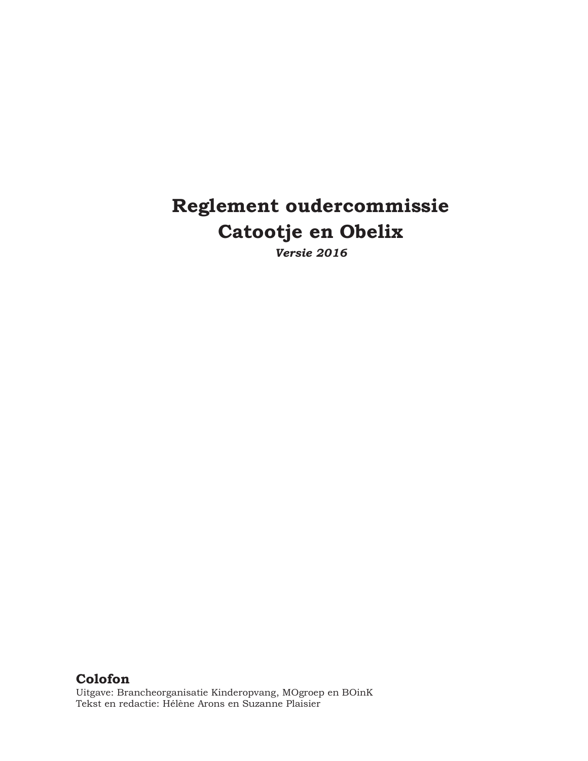# Reglement oudercommissie Catootje en Obelix

*Versie 2016*

## Colofon

Uitgave: Brancheorganisatie Kinderopvang, MOgroep en BOinK
Tekst en redactie: Hélène Arons en Suzanne Plaisier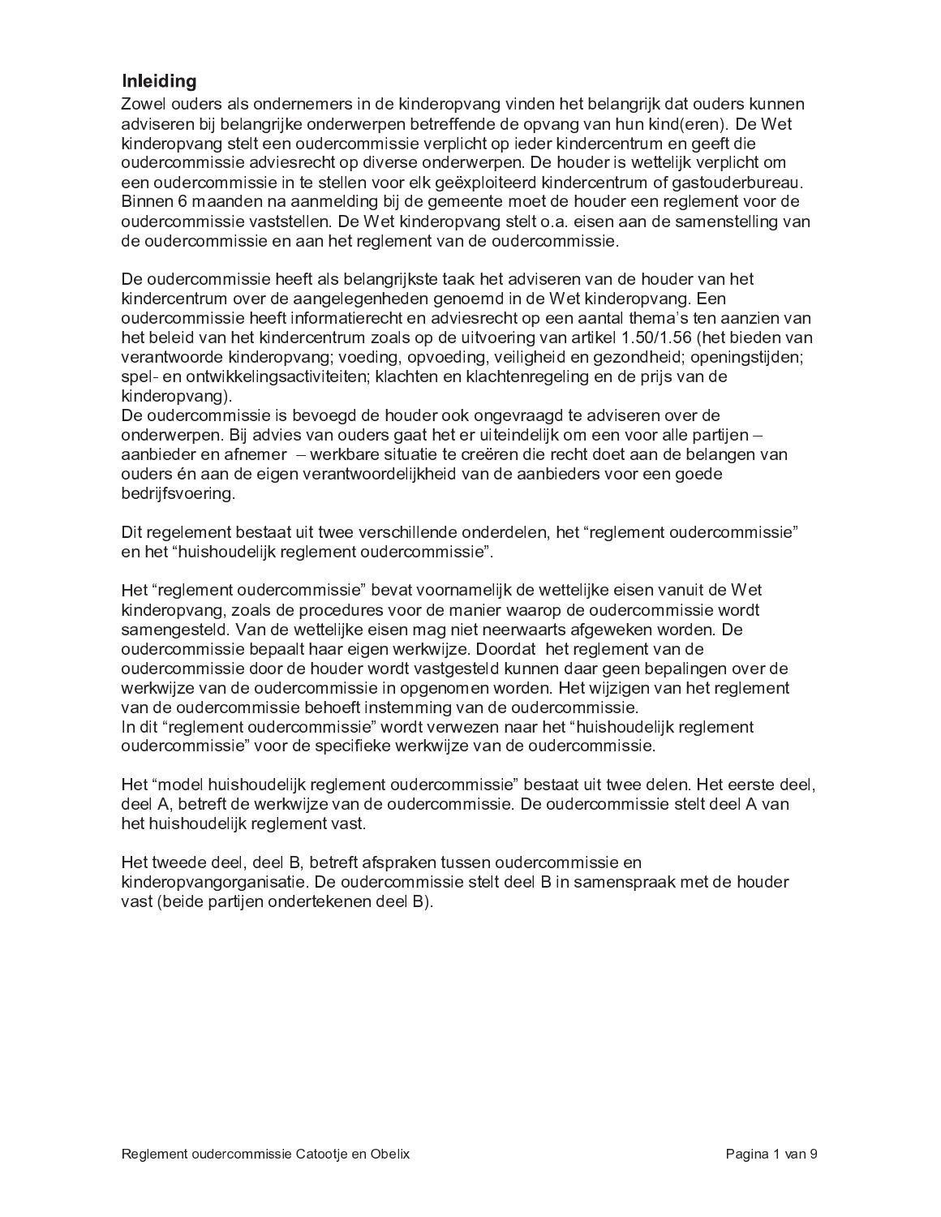## Inleiding

Zowel ouders als ondernemers in de kinderopvang vinden het belangrijk dat ouders kunnen adviseren bij belangrijke onderwerpen betreffende de opvang van hun kind(eren). De Wet kinderopvang stelt een oudercommissie verplicht op ieder kindercentrum en geeft die oudercommissie adviesrecht op diverse onderwerpen. De houder is wettelijk verplicht om een oudercommissie in te stellen voor elk geëxploiteerd kindercentrum of gastouderbureau. Binnen 6 maanden na aanmelding bij de gemeente moet de houder een reglement voor de oudercommissie vaststellen. De Wet kinderopvang stelt o.a. eisen aan de samenstelling van de oudercommissie en aan het reglement van de oudercommissie.

De oudercommissie heeft als belangrijkste taak het adviseren van de houder van het kindercentrum over de aangelegenheden genoemd in de Wet kinderopvang. Een oudercommissie heeft informatierecht en adviesrecht op een aantal thema's ten aanzien van het beleid van het kindercentrum zoals op de uitvoering van artikel 1.50/1.56 (het bieden van verantwoorde kinderopvang; voeding, opvoeding, veiligheid en gezondheid; openingstijden; spel- en ontwikkelingsactiviteiten; klachten en klachtenregeling en de prijs van de kinderopvang).
De oudercommissie is bevoegd de houder ook ongevraagd te adviseren over de onderwerpen. Bij advies van ouders gaat het er uiteindelijk om een voor alle partijen – aanbieder en afnemer – werkbare situatie te creëren die recht doet aan de belangen van ouders én aan de eigen verantwoordelijkheid van de aanbieders voor een goede bedrijfsvoering.

Dit regelement bestaat uit twee verschillende onderdelen, het "reglement oudercommissie" en het "huishoudelijk reglement oudercommissie".

Het "reglement oudercommissie" bevat voornamelijk de wettelijke eisen vanuit de Wet kinderopvang, zoals de procedures voor de manier waarop de oudercommissie wordt samengesteld. Van de wettelijke eisen mag niet neerwaarts afgeweken worden. De oudercommissie bepaalt haar eigen werkwijze. Doordat het reglement van de oudercommissie door de houder wordt vastgesteld kunnen daar geen bepalingen over de werkwijze van de oudercommissie in opgenomen worden. Het wijzigen van het reglement van de oudercommissie behoeft instemming van de oudercommissie.
In dit "reglement oudercommissie" wordt verwezen naar het "huishoudelijk reglement oudercommissie" voor de specifieke werkwijze van de oudercommissie.

Het "model huishoudelijk reglement oudercommissie" bestaat uit twee delen. Het eerste deel, deel A, betreft de werkwijze van de oudercommissie. De oudercommissie stelt deel A van het huishoudelijk reglement vast.

Het tweede deel, deel B, betreft afspraken tussen oudercommissie en kinderopvangorganisatie. De oudercommissie stelt deel B in samenspraak met de houder vast (beide partijen ondertekenen deel B).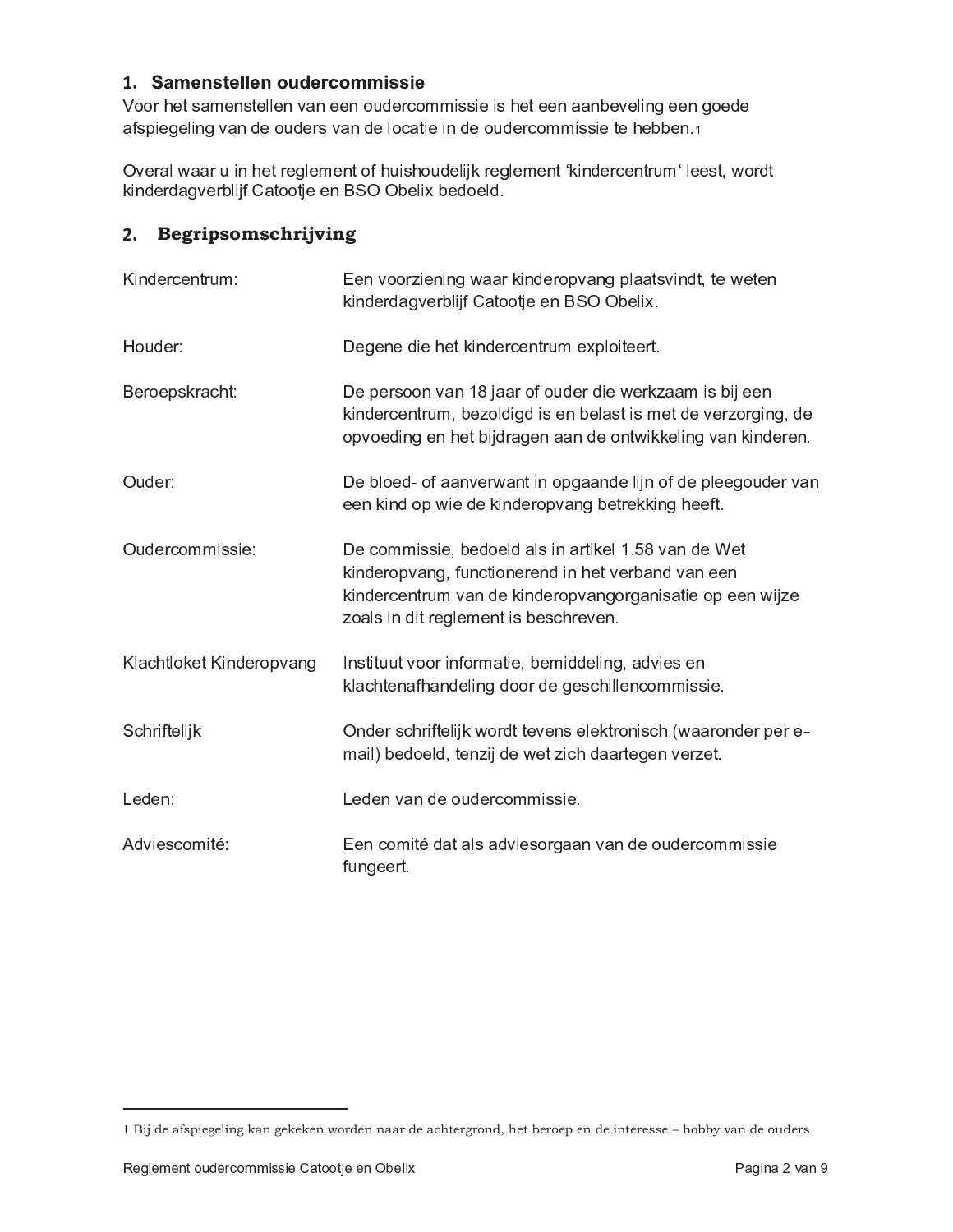## 1. Samenstellen oudercommissie

Voor het samenstellen van een oudercommissie is het een aanbeveling een goede afspiegeling van de ouders van de locatie in de oudercommissie te hebben.[1]

Overal waar u in het reglement of huishoudelijk reglement 'kindercentrum' leest, wordt kinderdagverblijf Catootje en BSO Obelix bedoeld.

## 2. Begripsomschrijving

| | |
|---|---|
| Kindercentrum: | Een voorziening waar kinderopvang plaatsvindt, te weten kinderdagverblijf Catootje en BSO Obelix. |
| Houder: | Degene die het kindercentrum exploiteert. |
| Beroepskracht: | De persoon van 18 jaar of ouder die werkzaam is bij een kindercentrum, bezoldigd is en belast is met de verzorging, de opvoeding en het bijdragen aan de ontwikkeling van kinderen. |
| Ouder: | De bloed- of aanverwant in opgaande lijn of de pleegouder van een kind op wie de kinderopvang betrekking heeft. |
| Oudercommissie: | De commissie, bedoeld als in artikel 1.58 van de Wet kinderopvang, functionerend in het verband van een kindercentrum van de kinderopvangorganisatie op een wijze zoals in dit reglement is beschreven. |
| Klachtloket Kinderopvang | Instituut voor informatie, bemiddeling, advies en klachtenafhandeling door de geschillencommissie. |
| Schriftelijk | Onder schriftelijk wordt tevens elektronisch (waaronder per e-mail) bedoeld, tenzij de wet zich daartegen verzet. |
| Leden: | Leden van de oudercommissie. |
| Adviescomité: | Een comité dat als adviesorgaan van de oudercommissie fungeert. |

[1] Bij de afspiegeling kan gekeken worden naar de achtergrond, het beroep en de interesse – hobby van de ouders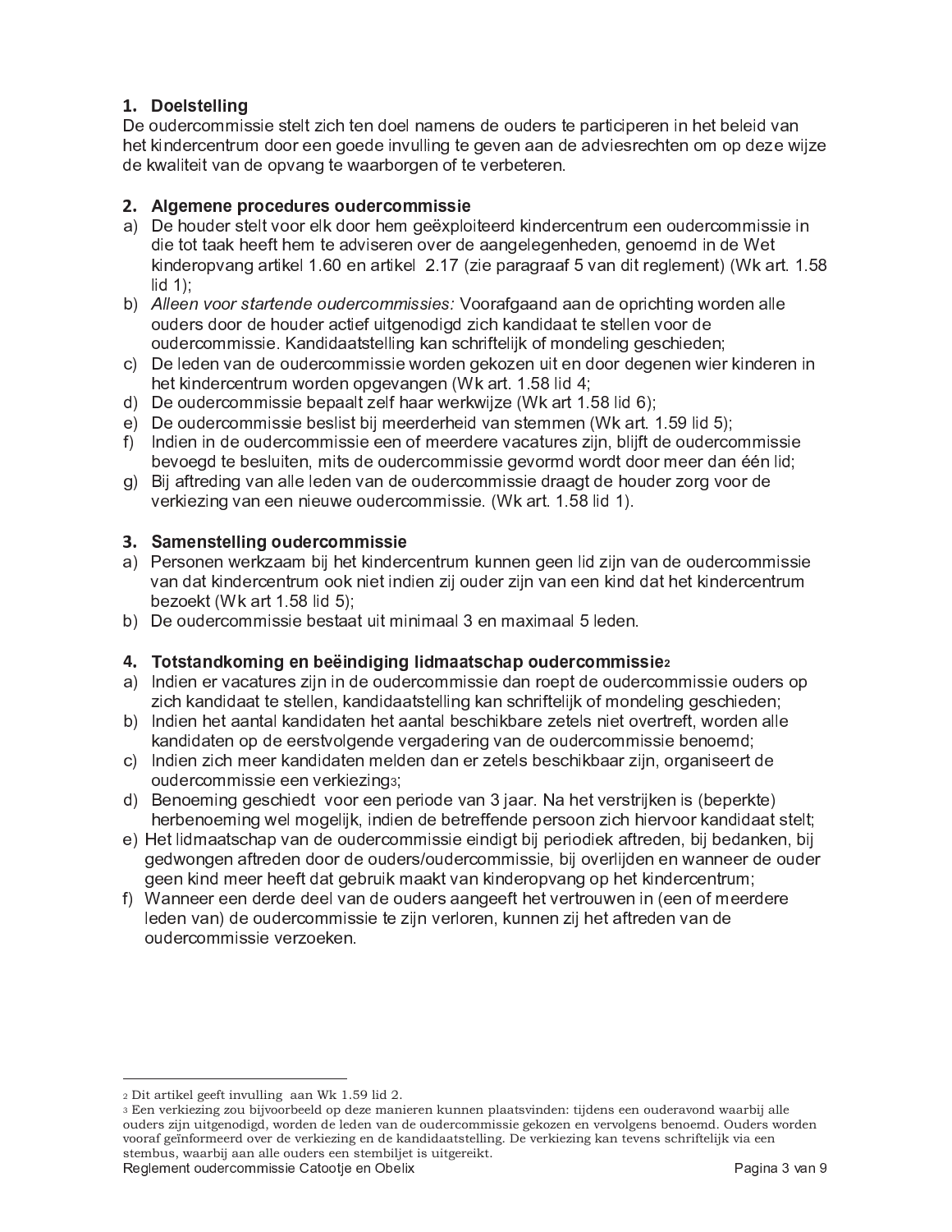## 1. Doelstelling

De oudercommissie stelt zich ten doel namens de ouders te participeren in het beleid van het kindercentrum door een goede invulling te geven aan de adviesrechten om op deze wijze de kwaliteit van de opvang te waarborgen of te verbeteren.

## 2. Algemene procedures oudercommissie

a) De houder stelt voor elk door hem geëxploiteerd kindercentrum een oudercommissie in die tot taak heeft hem te adviseren over de aangelegenheden, genoemd in de Wet kinderopvang artikel 1.60 en artikel 2.17 (zie paragraaf 5 van dit reglement) (Wk art. 1.58 lid 1);
b) *Alleen voor startende oudercommissies:* Voorafgaand aan de oprichting worden alle ouders door de houder actief uitgenodigd zich kandidaat te stellen voor de oudercommissie. Kandidaatstelling kan schriftelijk of mondeling geschieden;
c) De leden van de oudercommissie worden gekozen uit en door degenen wier kinderen in het kindercentrum worden opgevangen (Wk art. 1.58 lid 4;
d) De oudercommissie bepaalt zelf haar werkwijze (Wk art 1.58 lid 6);
e) De oudercommissie beslist bij meerderheid van stemmen (Wk art. 1.59 lid 5);
f) Indien in de oudercommissie een of meerdere vacatures zijn, blijft de oudercommissie bevoegd te besluiten, mits de oudercommissie gevormd wordt door meer dan één lid;
g) Bij aftreding van alle leden van de oudercommissie draagt de houder zorg voor de verkiezing van een nieuwe oudercommissie. (Wk art. 1.58 lid 1).

## 3. Samenstelling oudercommissie

a) Personen werkzaam bij het kindercentrum kunnen geen lid zijn van de oudercommissie van dat kindercentrum ook niet indien zij ouder zijn van een kind dat het kindercentrum bezoekt (Wk art 1.58 lid 5);
b) De oudercommissie bestaat uit minimaal 3 en maximaal 5 leden.

## 4. Totstandkoming en beëindiging lidmaatschap oudercommissie[2]

a) Indien er vacatures zijn in de oudercommissie dan roept de oudercommissie ouders op zich kandidaat te stellen, kandidaatstelling kan schriftelijk of mondeling geschieden;
b) Indien het aantal kandidaten het aantal beschikbare zetels niet overtreft, worden alle kandidaten op de eerstvolgende vergadering van de oudercommissie benoemd;
c) Indien zich meer kandidaten melden dan er zetels beschikbaar zijn, organiseert de oudercommissie een verkiezing[3];
d) Benoeming geschiedt voor een periode van 3 jaar. Na het verstrijken is (beperkte) herbenoeming wel mogelijk, indien de betreffende persoon zich hiervoor kandidaat stelt;
e) Het lidmaatschap van de oudercommissie eindigt bij periodiek aftreden, bij bedanken, bij gedwongen aftreden door de ouders/oudercommissie, bij overlijden en wanneer de ouder geen kind meer heeft dat gebruik maakt van kinderopvang op het kindercentrum;
f) Wanneer een derde deel van de ouders aangeeft het vertrouwen in (een of meerdere leden van) de oudercommissie te zijn verloren, kunnen zij het aftreden van de oudercommissie verzoeken.

---

[2] Dit artikel geeft invulling aan Wk 1.59 lid 2.

[3] Een verkiezing zou bijvoorbeeld op deze manieren kunnen plaatsvinden: tijdens een ouderavond waarbij alle ouders zijn uitgenodigd, worden de leden van de oudercommissie gekozen en vervolgens benoemd. Ouders worden vooraf geïnformeerd over de verkiezing en de kandidaatstelling. De verkiezing kan tevens schriftelijk via een stembus, waarbij aan alle ouders een stembiljet is uitgereikt.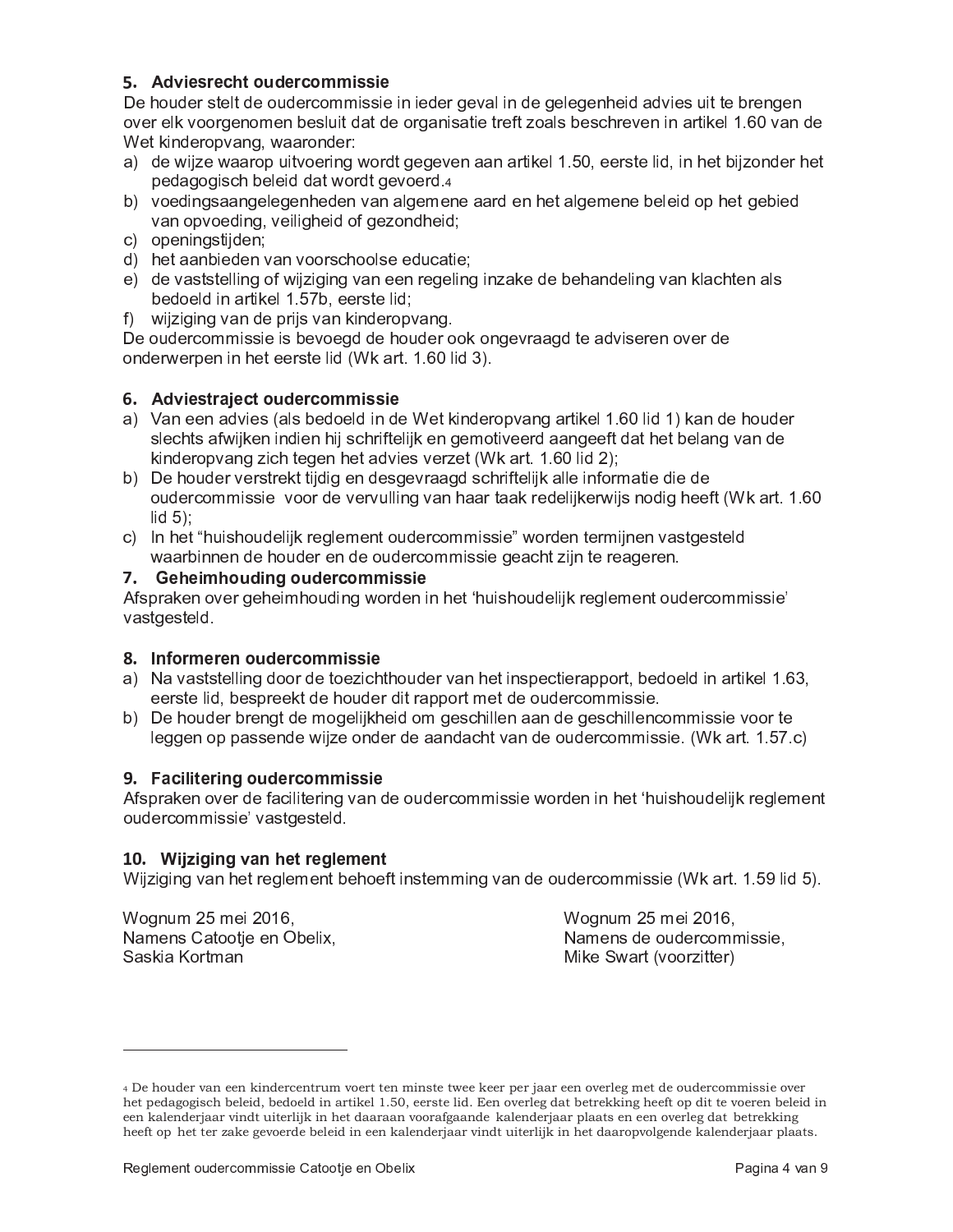## 5. Adviesrecht oudercommissie

De houder stelt de oudercommissie in ieder geval in de gelegenheid advies uit te brengen over elk voorgenomen besluit dat de organisatie treft zoals beschreven in artikel 1.60 van de Wet kinderopvang, waaronder:

a) de wijze waarop uitvoering wordt gegeven aan artikel 1.50, eerste lid, in het bijzonder het pedagogisch beleid dat wordt gevoerd.[4]
b) voedingsaangelegenheden van algemene aard en het algemene beleid op het gebied van opvoeding, veiligheid of gezondheid;
c) openingstijden;
d) het aanbieden van voorschoolse educatie;
e) de vaststelling of wijziging van een regeling inzake de behandeling van klachten als bedoeld in artikel 1.57b, eerste lid;
f) wijziging van de prijs van kinderopvang.

De oudercommissie is bevoegd de houder ook ongevraagd te adviseren over de onderwerpen in het eerste lid (Wk art. 1.60 lid 3).

## 6. Adviestraject oudercommissie

a) Van een advies (als bedoeld in de Wet kinderopvang artikel 1.60 lid 1) kan de houder slechts afwijken indien hij schriftelijk en gemotiveerd aangeeft dat het belang van de kinderopvang zich tegen het advies verzet (Wk art. 1.60 lid 2);
b) De houder verstrekt tijdig en desgevraagd schriftelijk alle informatie die de oudercommissie voor de vervulling van haar taak redelijkerwijs nodig heeft (Wk art. 1.60 lid 5);
c) In het "huishoudelijk reglement oudercommissie" worden termijnen vastgesteld waarbinnen de houder en de oudercommissie geacht zijn te reageren.

## 7. Geheimhouding oudercommissie

Afspraken over geheimhouding worden in het 'huishoudelijk reglement oudercommissie' vastgesteld.

## 8. Informeren oudercommissie

a) Na vaststelling door de toezichthouder van het inspectierapport, bedoeld in artikel 1.63, eerste lid, bespreekt de houder dit rapport met de oudercommissie.
b) De houder brengt de mogelijkheid om geschillen aan de geschillencommissie voor te leggen op passende wijze onder de aandacht van de oudercommissie. (Wk art. 1.57.c)

## 9. Facilitering oudercommissie

Afspraken over de facilitering van de oudercommissie worden in het 'huishoudelijk reglement oudercommissie' vastgesteld.

## 10. Wijziging van het reglement

Wijziging van het reglement behoeft instemming van de oudercommissie (Wk art. 1.59 lid 5).

Wognum 25 mei 2016,
Namens Catootje en Obelix,
Saskia Kortman

Wognum 25 mei 2016,
Namens de oudercommissie,
Mike Swart (voorzitter)

---

[4] De houder van een kindercentrum voert ten minste twee keer per jaar een overleg met de oudercommissie over het pedagogisch beleid, bedoeld in artikel 1.50, eerste lid. Een overleg dat betrekking heeft op dit te voeren beleid in een kalenderjaar vindt uiterlijk in het daaraan voorafgaande kalenderjaar plaats en een overleg dat betrekking heeft op het ter zake gevoerde beleid in een kalenderjaar vindt uiterlijk in het daaropvolgende kalenderjaar plaats.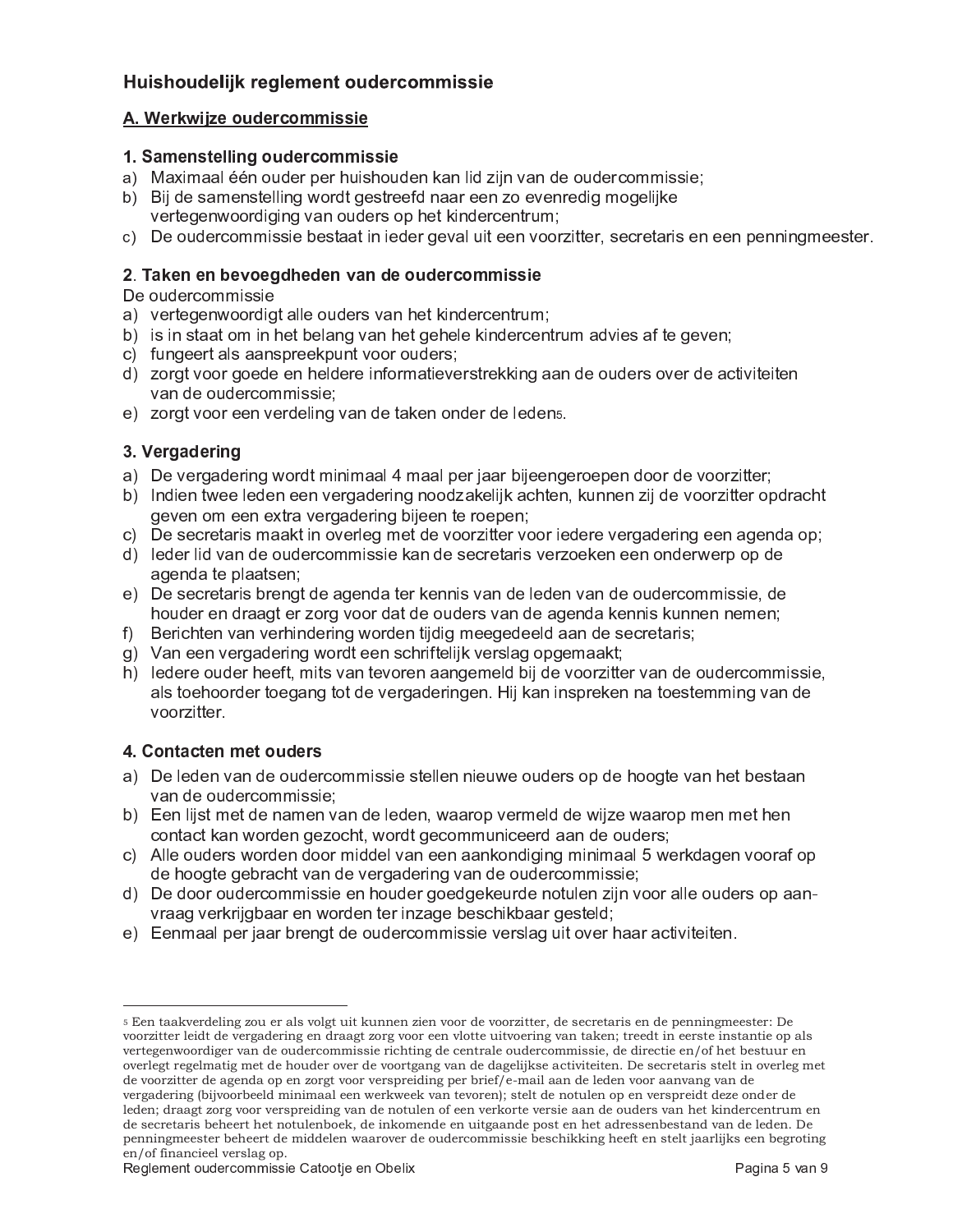## Huishoudelijk reglement oudercommissie

### A. Werkwijze oudercommissie

#### 1. Samenstelling oudercommissie

a) Maximaal één ouder per huishouden kan lid zijn van de oudercommissie;
b) Bij de samenstelling wordt gestreefd naar een zo evenredig mogelijke vertegenwoordiging van ouders op het kindercentrum;
c) De oudercommissie bestaat in ieder geval uit een voorzitter, secretaris en een penningmeester.

#### 2. Taken en bevoegdheden van de oudercommissie

De oudercommissie

a) vertegenwoordigt alle ouders van het kindercentrum;
b) is in staat om in het belang van het gehele kindercentrum advies af te geven;
c) fungeert als aanspreekpunt voor ouders;
d) zorgt voor goede en heldere informatieverstrekking aan de ouders over de activiteiten van de oudercommissie;
e) zorgt voor een verdeling van de taken onder de leden[5].

#### 3. Vergadering

a) De vergadering wordt minimaal 4 maal per jaar bijeengeroepen door de voorzitter;
b) Indien twee leden een vergadering noodzakelijk achten, kunnen zij de voorzitter opdracht geven om een extra vergadering bijeen te roepen;
c) De secretaris maakt in overleg met de voorzitter voor iedere vergadering een agenda op;
d) Ieder lid van de oudercommissie kan de secretaris verzoeken een onderwerp op de agenda te plaatsen;
e) De secretaris brengt de agenda ter kennis van de leden van de oudercommissie, de houder en draagt er zorg voor dat de ouders van de agenda kennis kunnen nemen;
f) Berichten van verhindering worden tijdig meegedeeld aan de secretaris;
g) Van een vergadering wordt een schriftelijk verslag opgemaakt;
h) Iedere ouder heeft, mits van tevoren aangemeld bij de voorzitter van de oudercommissie, als toehoorder toegang tot de vergaderingen. Hij kan inspreken na toestemming van de voorzitter.

#### 4. Contacten met ouders

a) De leden van de oudercommissie stellen nieuwe ouders op de hoogte van het bestaan van de oudercommissie;
b) Een lijst met de namen van de leden, waarop vermeld de wijze waarop men met hen contact kan worden gezocht, wordt gecommuniceerd aan de ouders;
c) Alle ouders worden door middel van een aankondiging minimaal 5 werkdagen vooraf op de hoogte gebracht van de vergadering van de oudercommissie;
d) De door oudercommissie en houder goedgekeurde notulen zijn voor alle ouders op aanvraag verkrijgbaar en worden ter inzage beschikbaar gesteld;
e) Eenmaal per jaar brengt de oudercommissie verslag uit over haar activiteiten.

---

[5] Een taakverdeling zou er als volgt uit kunnen zien voor de voorzitter, de secretaris en de penningmeester: De voorzitter leidt de vergadering en draagt zorg voor een vlotte uitvoering van taken; treedt in eerste instantie op als vertegenwoordiger van de oudercommissie richting de centrale oudercommissie, de directie en/of het bestuur en overlegt regelmatig met de houder over de voortgang van de dagelijkse activiteiten. De secretaris stelt in overleg met de voorzitter de agenda op en zorgt voor verspreiding per brief/e-mail aan de leden voor aanvang van de vergadering (bijvoorbeeld minimaal een werkweek van tevoren); stelt de notulen op en verspreidt deze onder de leden; draagt zorg voor verspreiding van de notulen of een verkorte versie aan de ouders van het kindercentrum en de secretaris beheert het notulenboek, de inkomende en uitgaande post en het adressenbestand van de leden. De penningmeester beheert de middelen waarover de oudercommissie beschikking heeft en stelt jaarlijks een begroting en/of financieel verslag op.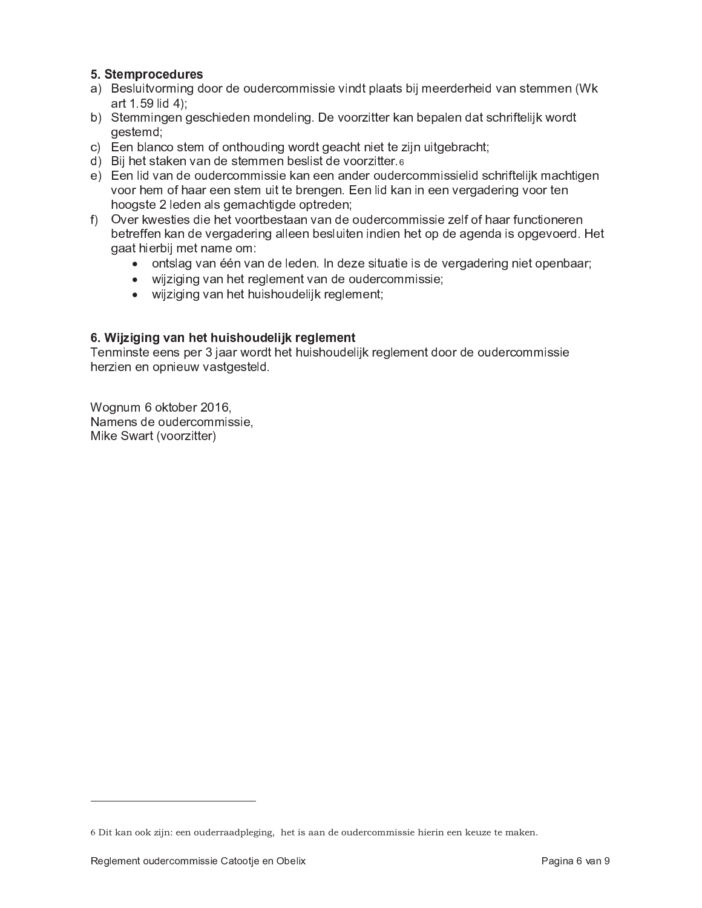### 5. Stemprocedures

a) Besluitvorming door de oudercommissie vindt plaats bij meerderheid van stemmen (Wk art 1.59 lid 4);
b) Stemmingen geschieden mondeling. De voorzitter kan bepalen dat schriftelijk wordt gestemd;
c) Een blanco stem of onthouding wordt geacht niet te zijn uitgebracht;
d) Bij het staken van de stemmen beslist de voorzitter.[6]
e) Een lid van de oudercommissie kan een ander oudercommissielid schriftelijk machtigen voor hem of haar een stem uit te brengen. Een lid kan in een vergadering voor ten hoogste 2 leden als gemachtigde optreden;
f) Over kwesties die het voortbestaan van de oudercommissie zelf of haar functioneren betreffen kan de vergadering alleen besluiten indien het op de agenda is opgevoerd. Het gaat hierbij met name om:
   - ontslag van één van de leden. In deze situatie is de vergadering niet openbaar;
   - wijziging van het reglement van de oudercommissie;
   - wijziging van het huishoudelijk reglement;

### 6. Wijziging van het huishoudelijk reglement

Tenminste eens per 3 jaar wordt het huishoudelijk reglement door de oudercommissie herzien en opnieuw vastgesteld.

Wognum 6 oktober 2016,
Namens de oudercommissie,
Mike Swart (voorzitter)

---

[6] Dit kan ook zijn: een ouderraadpleging, het is aan de oudercommissie hierin een keuze te maken.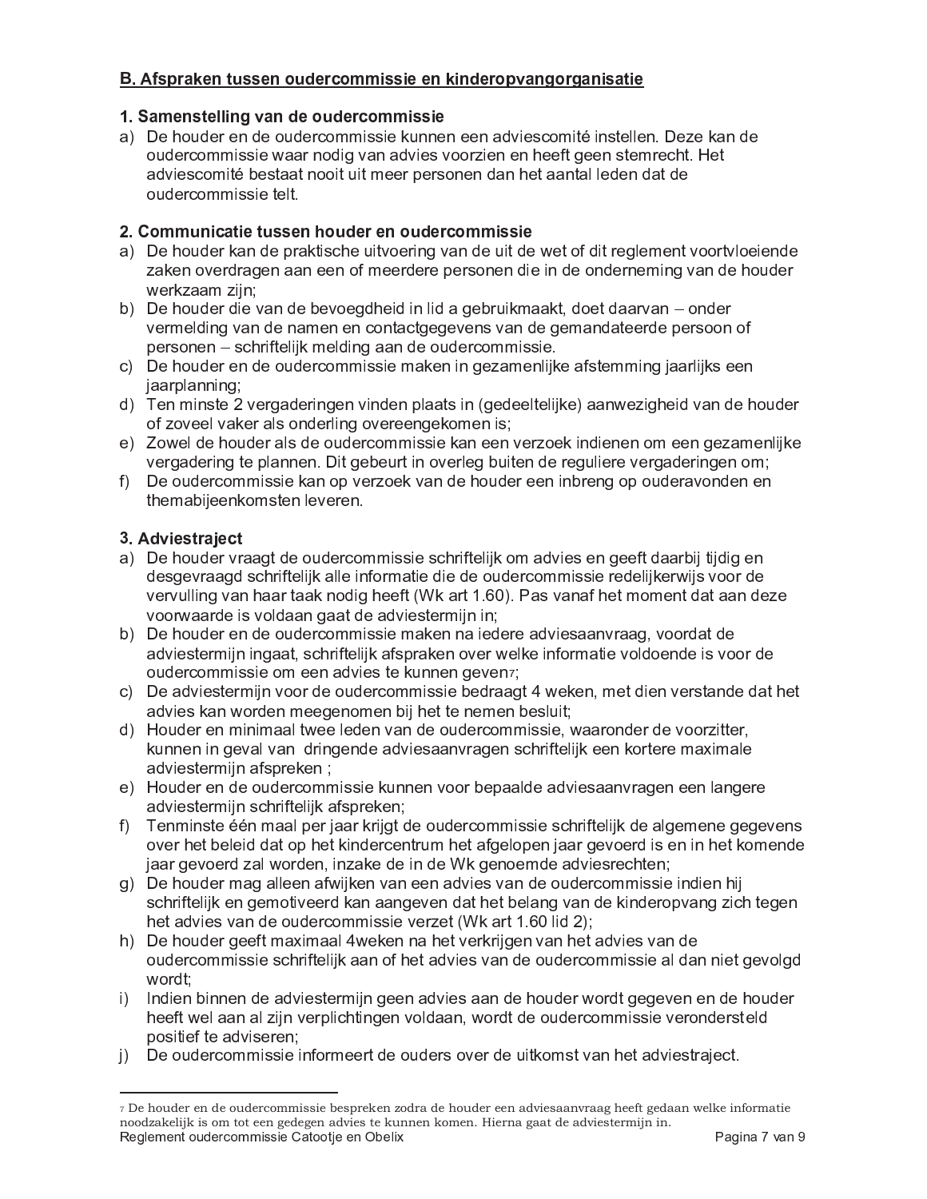## B. Afspraken tussen oudercommissie en kinderopvangorganisatie

### 1. Samenstelling van de oudercommissie

a) De houder en de oudercommissie kunnen een adviescomité instellen. Deze kan de oudercommissie waar nodig van advies voorzien en heeft geen stemrecht. Het adviescomité bestaat nooit uit meer personen dan het aantal leden dat de oudercommissie telt.

### 2. Communicatie tussen houder en oudercommissie

a) De houder kan de praktische uitvoering van de uit de wet of dit reglement voortvloeiende zaken overdragen aan een of meerdere personen die in de onderneming van de houder werkzaam zijn;

b) De houder die van de bevoegdheid in lid a gebruikmaakt, doet daarvan – onder vermelding van de namen en contactgegevens van de gemandateerde persoon of personen – schriftelijk melding aan de oudercommissie.

c) De houder en de oudercommissie maken in gezamenlijke afstemming jaarlijks een jaarplanning;

d) Ten minste 2 vergaderingen vinden plaats in (gedeeltelijke) aanwezigheid van de houder of zoveel vaker als onderling overeengekomen is;

e) Zowel de houder als de oudercommissie kan een verzoek indienen om een gezamenlijke vergadering te plannen. Dit gebeurt in overleg buiten de reguliere vergaderingen om;

f) De oudercommissie kan op verzoek van de houder een inbreng op ouderavonden en themabijeenkomsten leveren.

### 3. Adviestraject

a) De houder vraagt de oudercommissie schriftelijk om advies en geeft daarbij tijdig en desgevraagd schriftelijk alle informatie die de oudercommissie redelijkerwijs voor de vervulling van haar taak nodig heeft (Wk art 1.60). Pas vanaf het moment dat aan deze voorwaarde is voldaan gaat de adviestermijn in;

b) De houder en de oudercommissie maken na iedere adviesaanvraag, voordat de adviestermijn ingaat, schriftelijk afspraken over welke informatie voldoende is voor de oudercommissie om een advies te kunnen geven[7];

c) De adviestermijn voor de oudercommissie bedraagt 4 weken, met dien verstande dat het advies kan worden meegenomen bij het te nemen besluit;

d) Houder en minimaal twee leden van de oudercommissie, waaronder de voorzitter, kunnen in geval van dringende adviesaanvragen schriftelijk een kortere maximale adviestermijn afspreken ;

e) Houder en de oudercommissie kunnen voor bepaalde adviesaanvragen een langere adviestermijn schriftelijk afspreken;

f) Tenminste één maal per jaar krijgt de oudercommissie schriftelijk de algemene gegevens over het beleid dat op het kindercentrum het afgelopen jaar gevoerd is en in het komende jaar gevoerd zal worden, inzake de in de Wk genoemde adviesrechten;

g) De houder mag alleen afwijken van een advies van de oudercommissie indien hij schriftelijk en gemotiveerd kan aangeven dat het belang van de kinderopvang zich tegen het advies van de oudercommissie verzet (Wk art 1.60 lid 2);

h) De houder geeft maximaal 4weken na het verkrijgen van het advies van de oudercommissie schriftelijk aan of het advies van de oudercommissie al dan niet gevolgd wordt;

i) Indien binnen de adviestermijn geen advies aan de houder wordt gegeven en de houder heeft wel aan al zijn verplichtingen voldaan, wordt de oudercommissie verondersteld positief te adviseren;

j) De oudercommissie informeert de ouders over de uitkomst van het adviestraject.

---

[7] De houder en de oudercommissie bespreken zodra de houder een adviesaanvraag heeft gedaan welke informatie noodzakelijk is om tot een gedegen advies te kunnen komen. Hierna gaat de adviestermijn in.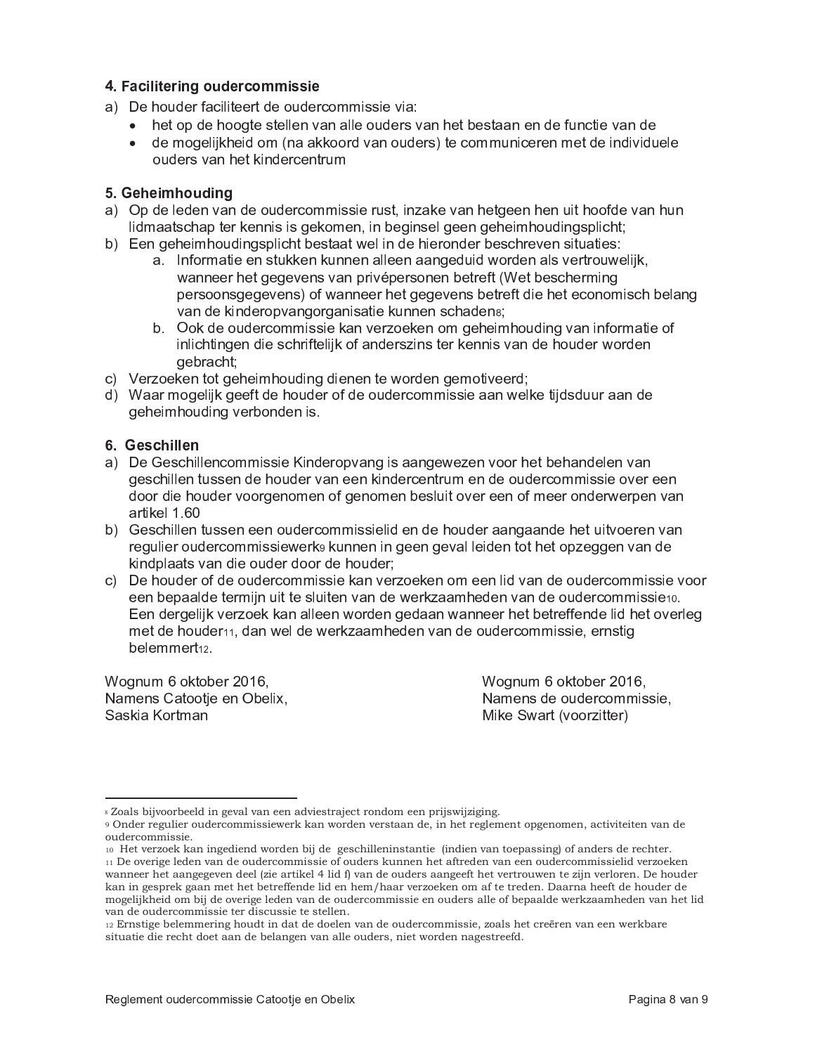## 4. Facilitering oudercommissie

a) De houder faciliteert de oudercommissie via:
   - het op de hoogte stellen van alle ouders van het bestaan en de functie van de
   - de mogelijkheid om (na akkoord van ouders) te communiceren met de individuele ouders van het kindercentrum

## 5. Geheimhouding

a) Op de leden van de oudercommissie rust, inzake van hetgeen hen uit hoofde van hun lidmaatschap ter kennis is gekomen, in beginsel geen geheimhoudingsplicht;

b) Een geheimhoudingsplicht bestaat wel in de hieronder beschreven situaties:
   a. Informatie en stukken kunnen alleen aangeduid worden als vertrouwelijk, wanneer het gegevens van privépersonen betreft (Wet bescherming persoonsgegevens) of wanneer het gegevens betreft die het economisch belang van de kinderopvangorganisatie kunnen schaden[8];
   b. Ook de oudercommissie kan verzoeken om geheimhouding van informatie of inlichtingen die schriftelijk of anderszins ter kennis van de houder worden gebracht;

c) Verzoeken tot geheimhouding dienen te worden gemotiveerd;

d) Waar mogelijk geeft de houder of de oudercommissie aan welke tijdsduur aan de geheimhouding verbonden is.

## 6. Geschillen

a) De Geschillencommissie Kinderopvang is aangewezen voor het behandelen van geschillen tussen de houder van een kindercentrum en de oudercommissie over een door die houder voorgenomen of genomen besluit over een of meer onderwerpen van artikel 1.60

b) Geschillen tussen een oudercommissielid en de houder aangaande het uitvoeren van regulier oudercommissiewerk[9] kunnen in geen geval leiden tot het opzeggen van de kindplaats van die ouder door de houder;

c) De houder of de oudercommissie kan verzoeken om een lid van de oudercommissie voor een bepaalde termijn uit te sluiten van de werkzaamheden van de oudercommissie[10]. Een dergelijk verzoek kan alleen worden gedaan wanneer het betreffende lid het overleg met de houder[11], dan wel de werkzaamheden van de oudercommissie, ernstig belemmert[12].

Wognum 6 oktober 2016,
Namens Catootje en Obelix,
Saskia Kortman

Wognum 6 oktober 2016,
Namens de oudercommissie,
Mike Swart (voorzitter)

---

[8] Zoals bijvoorbeeld in geval van een adviestraject rondom een prijswijziging.

[9] Onder regulier oudercommissiewerk kan worden verstaan de, in het reglement opgenomen, activiteiten van de oudercommissie.

[10] Het verzoek kan ingediend worden bij de geschilleninstantie (indien van toepassing) of anders de rechter.

[11] De overige leden van de oudercommissie of ouders kunnen het aftreden van een oudercommissielid verzoeken wanneer het aangegeven deel (zie artikel 4 lid f) van de ouders aangeeft het vertrouwen te zijn verloren. De houder kan in gesprek gaan met het betreffende lid en hem/haar verzoeken om af te treden. Daarna heeft de houder de mogelijkheid om bij de overige leden van de oudercommissie en ouders alle of bepaalde werkzaamheden van het lid van de oudercommissie ter discussie te stellen.

[12] Ernstige belemmering houdt in dat de doelen van de oudercommissie, zoals het creëren van een werkbare situatie die recht doet aan de belangen van alle ouders, niet worden nagestreefd.